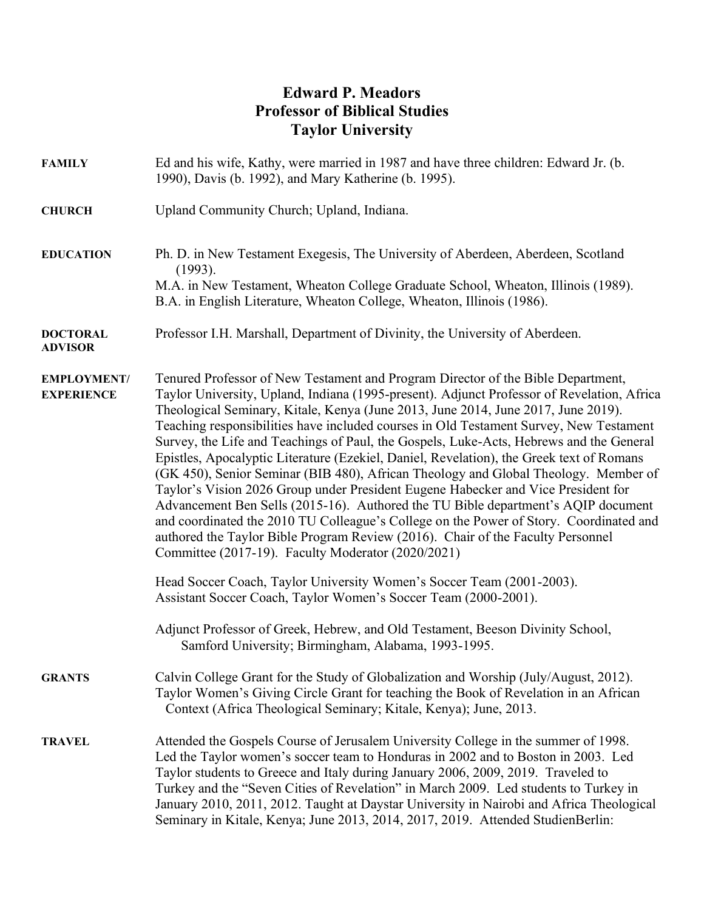# Edward P. Meadors
## Professor of Biblical Studies
## Taylor University

**FAMILY**

Ed and his wife, Kathy, were married in 1987 and have three children: Edward Jr. (b. 1990), Davis (b. 1992), and Mary Katherine (b. 1995).

**CHURCH**

Upland Community Church; Upland, Indiana.

**EDUCATION**

Ph. D. in New Testament Exegesis, The University of Aberdeen, Aberdeen, Scotland (1993).
M.A. in New Testament, Wheaton College Graduate School, Wheaton, Illinois (1989).
B.A. in English Literature, Wheaton College, Wheaton, Illinois (1986).

**DOCTORAL ADVISOR**

Professor I.H. Marshall, Department of Divinity, the University of Aberdeen.

**EMPLOYMENT/ EXPERIENCE**

Tenured Professor of New Testament and Program Director of the Bible Department, Taylor University, Upland, Indiana (1995-present). Adjunct Professor of Revelation, Africa Theological Seminary, Kitale, Kenya (June 2013, June 2014, June 2017, June 2019). Teaching responsibilities have included courses in Old Testament Survey, New Testament Survey, the Life and Teachings of Paul, the Gospels, Luke-Acts, Hebrews and the General Epistles, Apocalyptic Literature (Ezekiel, Daniel, Revelation), the Greek text of Romans (GK 450), Senior Seminar (BIB 480), African Theology and Global Theology. Member of Taylor's Vision 2026 Group under President Eugene Habecker and Vice President for Advancement Ben Sells (2015-16). Authored the TU Bible department's AQIP document and coordinated the 2010 TU Colleague's College on the Power of Story. Coordinated and authored the Taylor Bible Program Review (2016). Chair of the Faculty Personnel Committee (2017-19). Faculty Moderator (2020/2021)

Head Soccer Coach, Taylor University Women's Soccer Team (2001-2003).
Assistant Soccer Coach, Taylor Women's Soccer Team (2000-2001).

Adjunct Professor of Greek, Hebrew, and Old Testament, Beeson Divinity School, Samford University; Birmingham, Alabama, 1993-1995.

**GRANTS**

Calvin College Grant for the Study of Globalization and Worship (July/August, 2012).
Taylor Women's Giving Circle Grant for teaching the Book of Revelation in an African Context (Africa Theological Seminary; Kitale, Kenya); June, 2013.

**TRAVEL**

Attended the Gospels Course of Jerusalem University College in the summer of 1998. Led the Taylor women's soccer team to Honduras in 2002 and to Boston in 2003. Led Taylor students to Greece and Italy during January 2006, 2009, 2019. Traveled to Turkey and the "Seven Cities of Revelation" in March 2009. Led students to Turkey in January 2010, 2011, 2012. Taught at Daystar University in Nairobi and Africa Theological Seminary in Kitale, Kenya; June 2013, 2014, 2017, 2019. Attended StudienBerlin: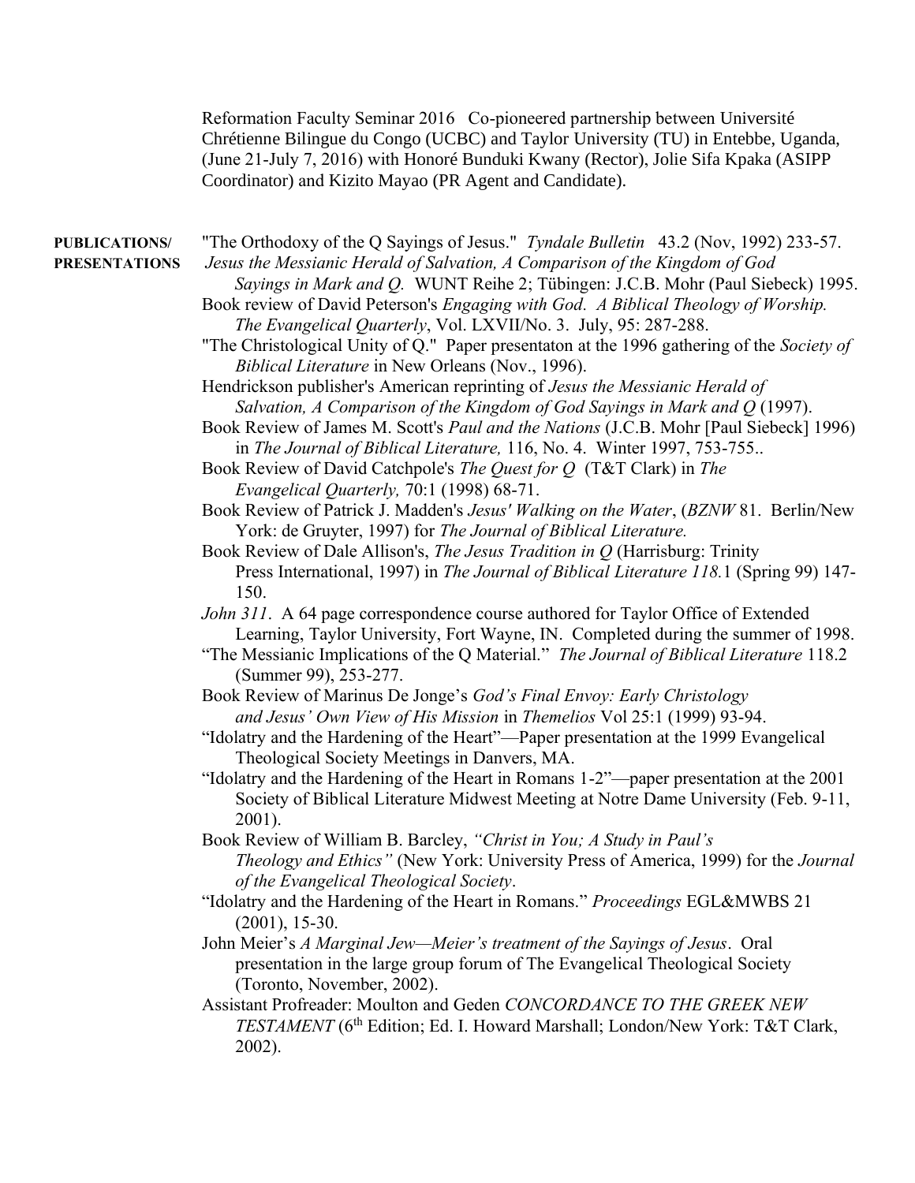Reformation Faculty Seminar 2016 Co-pioneered partnership between Université Chrétienne Bilingue du Congo (UCBC) and Taylor University (TU) in Entebbe, Uganda, (June 21-July 7, 2016) with Honoré Bunduki Kwany (Rector), Jolie Sifa Kpaka (ASIPP Coordinator) and Kizito Mayao (PR Agent and Candidate).

**PUBLICATIONS/ PRESENTATIONS**

"The Orthodoxy of the Q Sayings of Jesus." *Tyndale Bulletin* 43.2 (Nov, 1992) 233-57.

*Jesus the Messianic Herald of Salvation, A Comparison of the Kingdom of God Sayings in Mark and Q.* WUNT Reihe 2; Tübingen: J.C.B. Mohr (Paul Siebeck) 1995.

Book review of David Peterson's *Engaging with God. A Biblical Theology of Worship. The Evangelical Quarterly*, Vol. LXVII/No. 3. July, 95: 287-288.

"The Christological Unity of Q." Paper presentaton at the 1996 gathering of the *Society of Biblical Literature* in New Orleans (Nov., 1996).

Hendrickson publisher's American reprinting of *Jesus the Messianic Herald of Salvation, A Comparison of the Kingdom of God Sayings in Mark and Q* (1997).

Book Review of James M. Scott's *Paul and the Nations* (J.C.B. Mohr [Paul Siebeck] 1996) in *The Journal of Biblical Literature,* 116, No. 4. Winter 1997, 753-755..

Book Review of David Catchpole's *The Quest for Q* (T&T Clark) in *The Evangelical Quarterly,* 70:1 (1998) 68-71.

Book Review of Patrick J. Madden's *Jesus' Walking on the Water*, (*BZNW* 81. Berlin/New York: de Gruyter, 1997) for *The Journal of Biblical Literature.*

Book Review of Dale Allison's, *The Jesus Tradition in Q* (Harrisburg: Trinity Press International, 1997) in *The Journal of Biblical Literature 118.*1 (Spring 99) 147-150.

*John 311*. A 64 page correspondence course authored for Taylor Office of Extended Learning, Taylor University, Fort Wayne, IN. Completed during the summer of 1998.

"The Messianic Implications of the Q Material." *The Journal of Biblical Literature* 118.2 (Summer 99), 253-277.

Book Review of Marinus De Jonge's *God's Final Envoy: Early Christology and Jesus' Own View of His Mission* in *Themelios* Vol 25:1 (1999) 93-94.

"Idolatry and the Hardening of the Heart"—Paper presentation at the 1999 Evangelical Theological Society Meetings in Danvers, MA.

"Idolatry and the Hardening of the Heart in Romans 1-2"—paper presentation at the 2001 Society of Biblical Literature Midwest Meeting at Notre Dame University (Feb. 9-11, 2001).

Book Review of William B. Barcley, *"Christ in You; A Study in Paul's Theology and Ethics"* (New York: University Press of America, 1999) for the *Journal of the Evangelical Theological Society*.

"Idolatry and the Hardening of the Heart in Romans." *Proceedings* EGL&MWBS 21 (2001), 15-30.

John Meier's *A Marginal Jew—Meier's treatment of the Sayings of Jesus*. Oral presentation in the large group forum of The Evangelical Theological Society (Toronto, November, 2002).

Assistant Profreader: Moulton and Geden *CONCORDANCE TO THE GREEK NEW TESTAMENT* (6th Edition; Ed. I. Howard Marshall; London/New York: T&T Clark, 2002).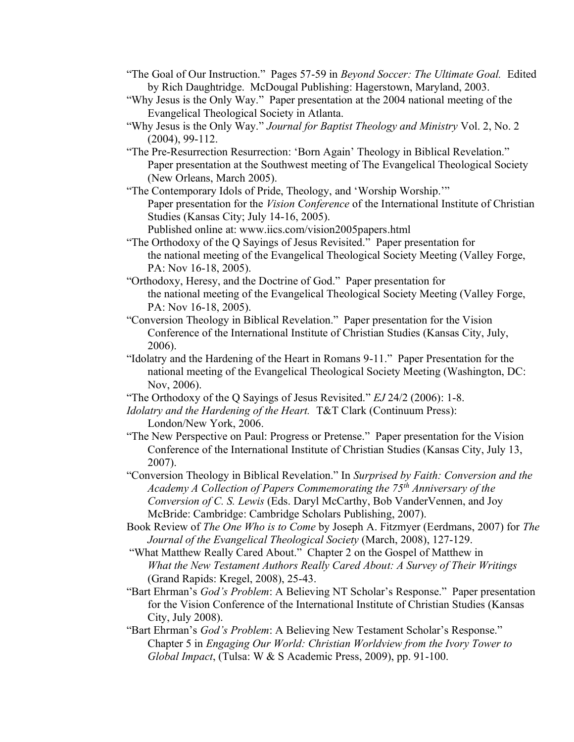"The Goal of Our Instruction." Pages 57-59 in *Beyond Soccer: The Ultimate Goal.* Edited by Rich Daughtridge. McDougal Publishing: Hagerstown, Maryland, 2003.

"Why Jesus is the Only Way." Paper presentation at the 2004 national meeting of the Evangelical Theological Society in Atlanta.

"Why Jesus is the Only Way." *Journal for Baptist Theology and Ministry* Vol. 2, No. 2 (2004), 99-112.

"The Pre-Resurrection Resurrection: 'Born Again' Theology in Biblical Revelation." Paper presentation at the Southwest meeting of The Evangelical Theological Society (New Orleans, March 2005).

"The Contemporary Idols of Pride, Theology, and 'Worship Worship.'" Paper presentation for the *Vision Conference* of the International Institute of Christian Studies (Kansas City; July 14-16, 2005).
Published online at: www.iics.com/vision2005papers.html

"The Orthodoxy of the Q Sayings of Jesus Revisited." Paper presentation for the national meeting of the Evangelical Theological Society Meeting (Valley Forge, PA: Nov 16-18, 2005).

"Orthodoxy, Heresy, and the Doctrine of God." Paper presentation for the national meeting of the Evangelical Theological Society Meeting (Valley Forge, PA: Nov 16-18, 2005).

"Conversion Theology in Biblical Revelation." Paper presentation for the Vision Conference of the International Institute of Christian Studies (Kansas City, July, 2006).

"Idolatry and the Hardening of the Heart in Romans 9-11." Paper Presentation for the national meeting of the Evangelical Theological Society Meeting (Washington, DC: Nov, 2006).

"The Orthodoxy of the Q Sayings of Jesus Revisited." *EJ* 24/2 (2006): 1-8.

*Idolatry and the Hardening of the Heart.* T&T Clark (Continuum Press): London/New York, 2006.

"The New Perspective on Paul: Progress or Pretense." Paper presentation for the Vision Conference of the International Institute of Christian Studies (Kansas City, July 13, 2007).

"Conversion Theology in Biblical Revelation." In *Surprised by Faith: Conversion and the Academy A Collection of Papers Commemorating the 75th Anniversary of the Conversion of C. S. Lewis* (Eds. Daryl McCarthy, Bob VanderVennen, and Joy McBride: Cambridge: Cambridge Scholars Publishing, 2007).

Book Review of *The One Who is to Come* by Joseph A. Fitzmyer (Eerdmans, 2007) for *The Journal of the Evangelical Theological Society* (March, 2008), 127-129.

"What Matthew Really Cared About." Chapter 2 on the Gospel of Matthew in *What the New Testament Authors Really Cared About: A Survey of Their Writings* (Grand Rapids: Kregel, 2008), 25-43.

"Bart Ehrman's *God's Problem*: A Believing NT Scholar's Response." Paper presentation for the Vision Conference of the International Institute of Christian Studies (Kansas City, July 2008).

"Bart Ehrman's *God's Problem*: A Believing New Testament Scholar's Response." Chapter 5 in *Engaging Our World: Christian Worldview from the Ivory Tower to Global Impact*, (Tulsa: W & S Academic Press, 2009), pp. 91-100.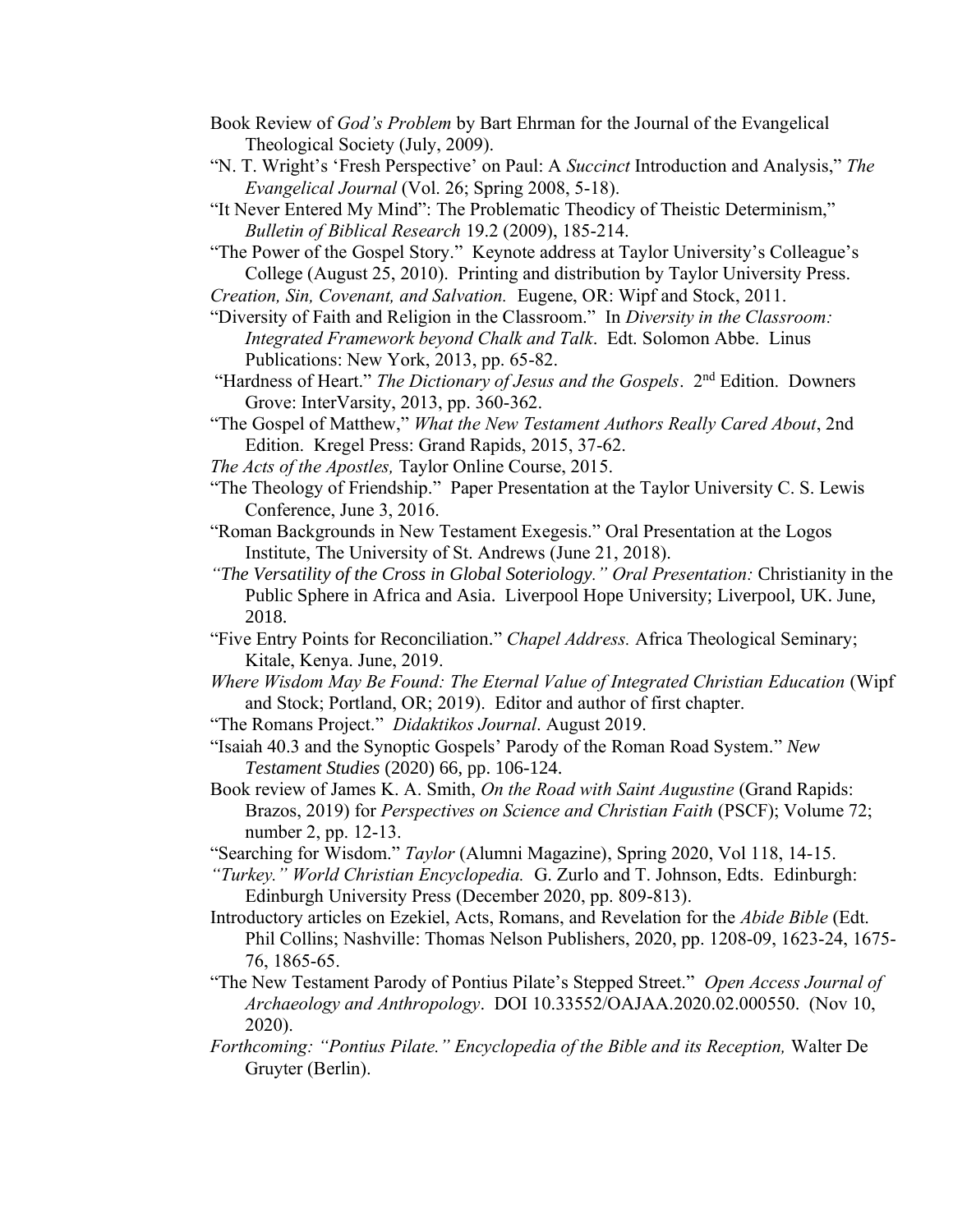Book Review of *God's Problem* by Bart Ehrman for the Journal of the Evangelical Theological Society (July, 2009).

"N. T. Wright's 'Fresh Perspective' on Paul: A *Succinct* Introduction and Analysis," *The Evangelical Journal* (Vol. 26; Spring 2008, 5-18).

"It Never Entered My Mind": The Problematic Theodicy of Theistic Determinism," *Bulletin of Biblical Research* 19.2 (2009), 185-214.

"The Power of the Gospel Story." Keynote address at Taylor University's Colleague's College (August 25, 2010). Printing and distribution by Taylor University Press.

*Creation, Sin, Covenant, and Salvation.* Eugene, OR: Wipf and Stock, 2011.

"Diversity of Faith and Religion in the Classroom." In *Diversity in the Classroom: Integrated Framework beyond Chalk and Talk*. Edt. Solomon Abbe. Linus Publications: New York, 2013, pp. 65-82.

"Hardness of Heart." *The Dictionary of Jesus and the Gospels*. 2nd Edition. Downers Grove: InterVarsity, 2013, pp. 360-362.

"The Gospel of Matthew," *What the New Testament Authors Really Cared About*, 2nd Edition. Kregel Press: Grand Rapids, 2015, 37-62.

*The Acts of the Apostles,* Taylor Online Course, 2015.

"The Theology of Friendship." Paper Presentation at the Taylor University C. S. Lewis Conference, June 3, 2016.

"Roman Backgrounds in New Testament Exegesis." Oral Presentation at the Logos Institute, The University of St. Andrews (June 21, 2018).

*"The Versatility of the Cross in Global Soteriology." Oral Presentation:* Christianity in the Public Sphere in Africa and Asia. Liverpool Hope University; Liverpool, UK. June, 2018.

"Five Entry Points for Reconciliation." *Chapel Address.* Africa Theological Seminary; Kitale, Kenya. June, 2019.

*Where Wisdom May Be Found: The Eternal Value of Integrated Christian Education* (Wipf and Stock; Portland, OR; 2019). Editor and author of first chapter.

"The Romans Project." *Didaktikos Journal*. August 2019.

"Isaiah 40.3 and the Synoptic Gospels' Parody of the Roman Road System." *New Testament Studies* (2020) 66, pp. 106-124.

Book review of James K. A. Smith, *On the Road with Saint Augustine* (Grand Rapids: Brazos, 2019) for *Perspectives on Science and Christian Faith* (PSCF); Volume 72; number 2, pp. 12-13.

"Searching for Wisdom." *Taylor* (Alumni Magazine), Spring 2020, Vol 118, 14-15.

*"Turkey." World Christian Encyclopedia.* G. Zurlo and T. Johnson, Edts. Edinburgh: Edinburgh University Press (December 2020, pp. 809-813).

Introductory articles on Ezekiel, Acts, Romans, and Revelation for the *Abide Bible* (Edt. Phil Collins; Nashville: Thomas Nelson Publishers, 2020, pp. 1208-09, 1623-24, 1675-76, 1865-65.

"The New Testament Parody of Pontius Pilate's Stepped Street." *Open Access Journal of Archaeology and Anthropology*. DOI 10.33552/OAJAA.2020.02.000550. (Nov 10, 2020).

*Forthcoming: "Pontius Pilate." Encyclopedia of the Bible and its Reception,* Walter De Gruyter (Berlin).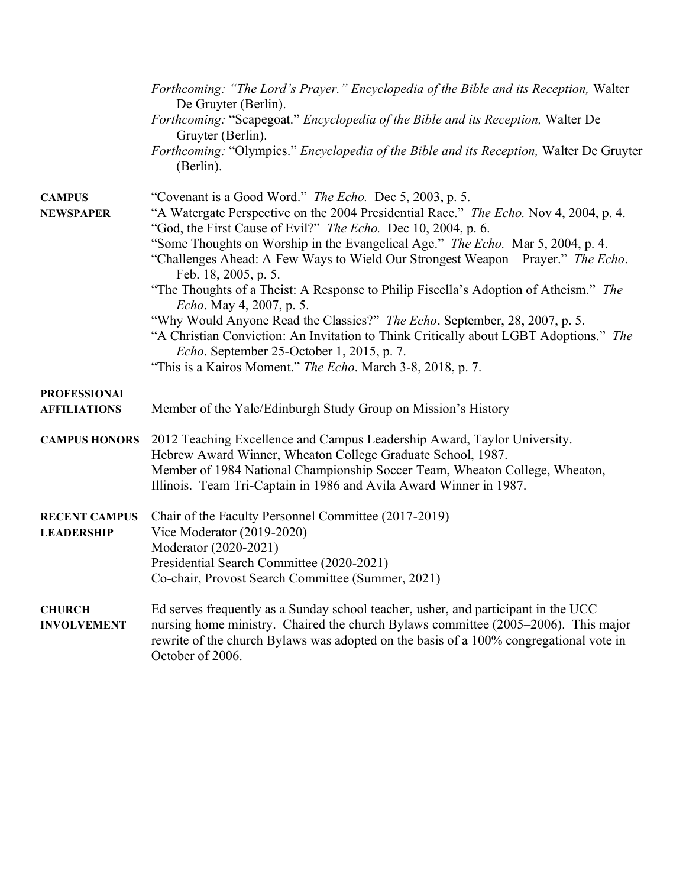*Forthcoming: "The Lord's Prayer." Encyclopedia of the Bible and its Reception,* Walter De Gruyter (Berlin).

*Forthcoming:* "Scapegoat." *Encyclopedia of the Bible and its Reception,* Walter De Gruyter (Berlin).

*Forthcoming:* "Olympics." *Encyclopedia of the Bible and its Reception,* Walter De Gruyter (Berlin).

**CAMPUS NEWSPAPER**

"Covenant is a Good Word." *The Echo.* Dec 5, 2003, p. 5.

"A Watergate Perspective on the 2004 Presidential Race." *The Echo.* Nov 4, 2004, p. 4.

"God, the First Cause of Evil?" *The Echo.* Dec 10, 2004, p. 6.

"Some Thoughts on Worship in the Evangelical Age." *The Echo.* Mar 5, 2004, p. 4.

"Challenges Ahead: A Few Ways to Wield Our Strongest Weapon—Prayer." *The Echo*. Feb. 18, 2005, p. 5.

"The Thoughts of a Theist: A Response to Philip Fiscella's Adoption of Atheism." *The Echo*. May 4, 2007, p. 5.

"Why Would Anyone Read the Classics?" *The Echo*. September, 28, 2007, p. 5.

"A Christian Conviction: An Invitation to Think Critically about LGBT Adoptions." *The Echo*. September 25-October 1, 2015, p. 7.

"This is a Kairos Moment." *The Echo*. March 3-8, 2018, p. 7.

**PROFESSIONAl AFFILIATIONS**

Member of the Yale/Edinburgh Study Group on Mission's History

**CAMPUS HONORS**

2012 Teaching Excellence and Campus Leadership Award, Taylor University.

Hebrew Award Winner, Wheaton College Graduate School, 1987.

Member of 1984 National Championship Soccer Team, Wheaton College, Wheaton, Illinois. Team Tri-Captain in 1986 and Avila Award Winner in 1987.

**RECENT CAMPUS LEADERSHIP**

Chair of the Faculty Personnel Committee (2017-2019)

Vice Moderator (2019-2020)

Moderator (2020-2021)

Presidential Search Committee (2020-2021)

Co-chair, Provost Search Committee (Summer, 2021)

**CHURCH INVOLVEMENT**

Ed serves frequently as a Sunday school teacher, usher, and participant in the UCC nursing home ministry. Chaired the church Bylaws committee (2005–2006). This major rewrite of the church Bylaws was adopted on the basis of a 100% congregational vote in October of 2006.